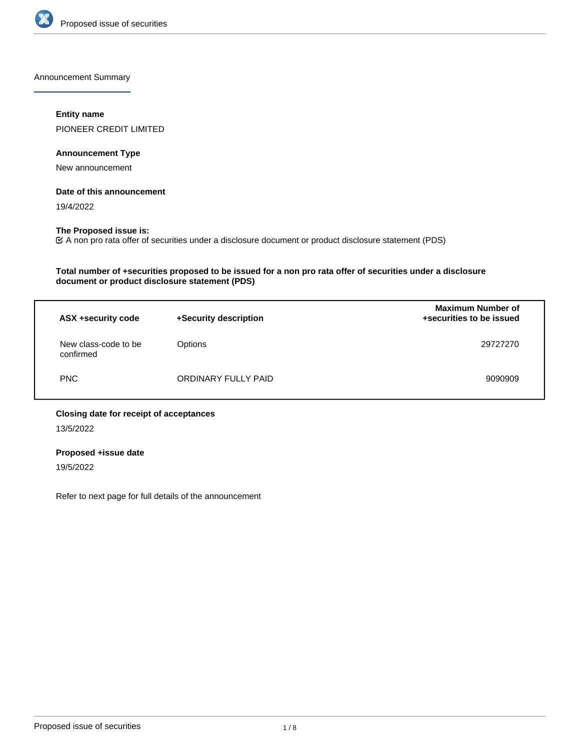Announcement Summary

**Entity name**

PIONEER CREDIT LIMITED

**Announcement Type**

New announcement

**Date of this announcement**

19/4/2022

**The Proposed issue is:**

☑ A non pro rata offer of securities under a disclosure document or product disclosure statement (PDS)

**Total number of +securities proposed to be issued for a non pro rata offer of securities under a disclosure document or product disclosure statement (PDS)**

| ASX +security code | +Security description | Maximum Number of +securities to be issued |
| --- | --- | --- |
| New class-code to be confirmed | Options | 29727270 |
| PNC | ORDINARY FULLY PAID | 9090909 |

**Closing date for receipt of acceptances**

13/5/2022

**Proposed +issue date**

19/5/2022

Refer to next page for full details of the announcement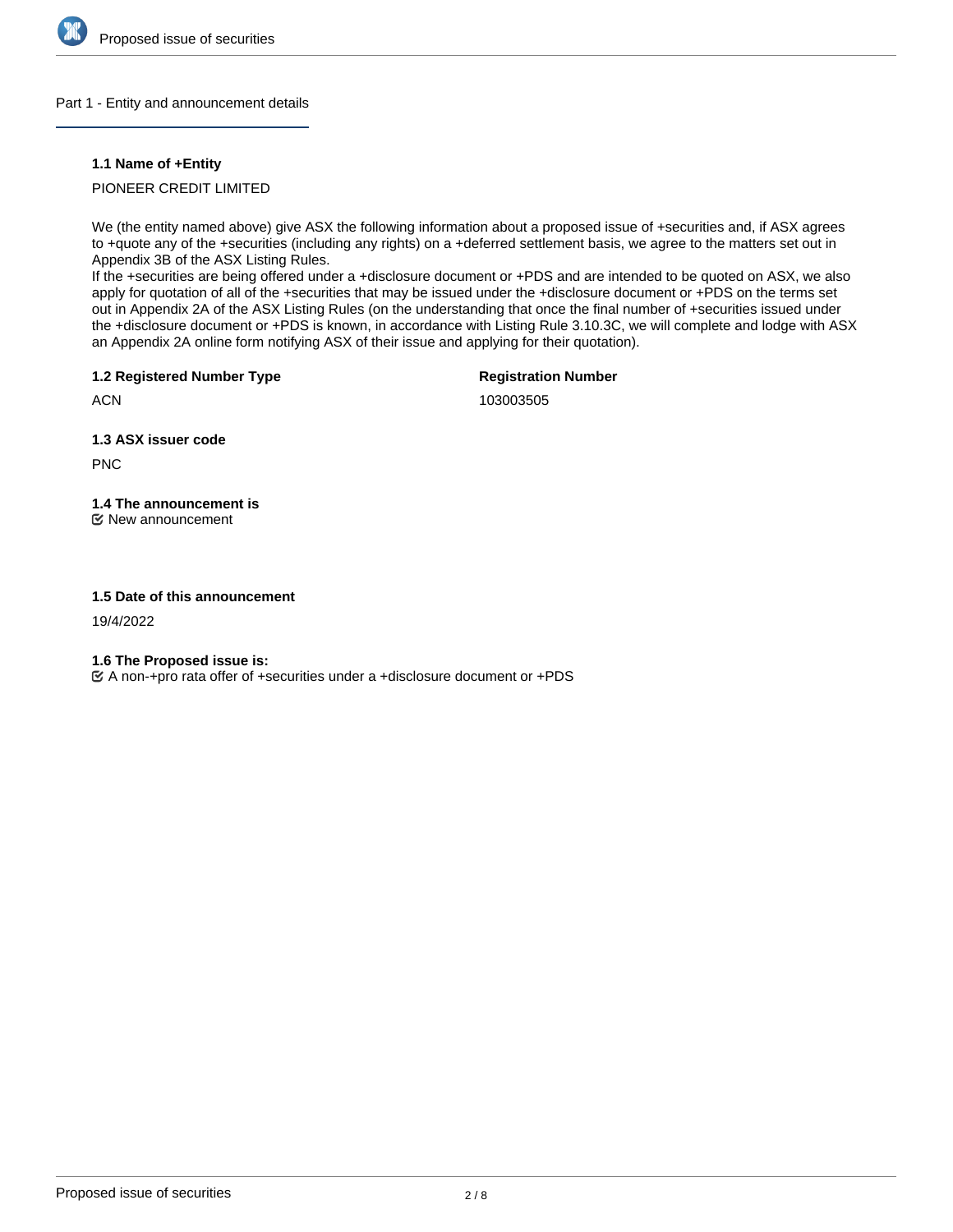## Part 1 - Entity and announcement details

### 1.1 Name of +Entity

PIONEER CREDIT LIMITED

We (the entity named above) give ASX the following information about a proposed issue of +securities and, if ASX agrees to +quote any of the +securities (including any rights) on a +deferred settlement basis, we agree to the matters set out in Appendix 3B of the ASX Listing Rules.
If the +securities are being offered under a +disclosure document or +PDS and are intended to be quoted on ASX, we also apply for quotation of all of the +securities that may be issued under the +disclosure document or +PDS on the terms set out in Appendix 2A of the ASX Listing Rules (on the understanding that once the final number of +securities issued under the +disclosure document or +PDS is known, in accordance with Listing Rule 3.10.3C, we will complete and lodge with ASX an Appendix 2A online form notifying ASX of their issue and applying for their quotation).

| **1.2 Registered Number Type** | **Registration Number** |
|---|---|
| ACN | 103003505 |

### 1.3 ASX issuer code

PNC

### 1.4 The announcement is

☑ New announcement

### 1.5 Date of this announcement

19/4/2022

### 1.6 The Proposed issue is:

☑ A non-+pro rata offer of +securities under a +disclosure document or +PDS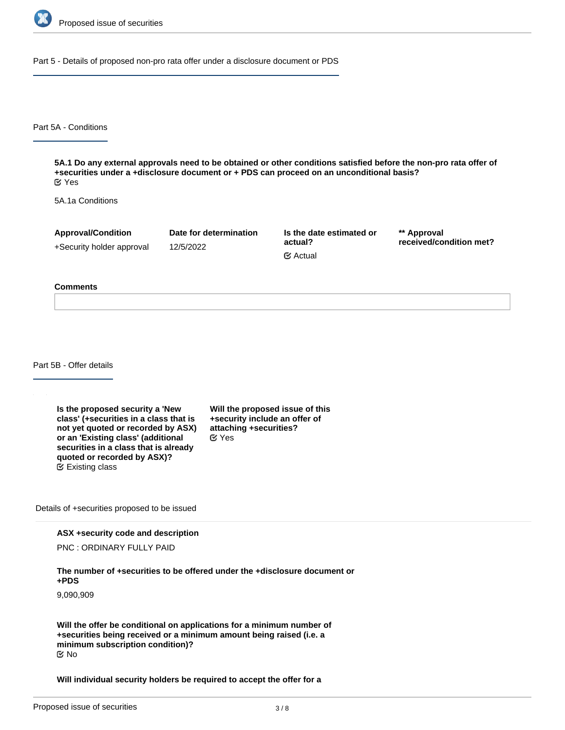## Part 5 - Details of proposed non-pro rata offer under a disclosure document or PDS

### Part 5A - Conditions

**5A.1 Do any external approvals need to be obtained or other conditions satisfied before the non-pro rata offer of +securities under a +disclosure document or + PDS can proceed on an unconditional basis?**

Yes

5A.1a Conditions

| Approval/Condition | Date for determination | Is the date estimated or actual? | ** Approval received/condition met? |
|---|---|---|---|
| +Security holder approval | 12/5/2022 | Actual | |

**Comments**

### Part 5B - Offer details

**Is the proposed security a 'New class' (+securities in a class that is not yet quoted or recorded by ASX) or an 'Existing class' (additional securities in a class that is already quoted or recorded by ASX)?**
Existing class

**Will the proposed issue of this +security include an offer of attaching +securities?**
Yes

Details of +securities proposed to be issued

**ASX +security code and description**

PNC : ORDINARY FULLY PAID

**The number of +securities to be offered under the +disclosure document or +PDS**

9,090,909

**Will the offer be conditional on applications for a minimum number of +securities being received or a minimum amount being raised (i.e. a minimum subscription condition)?**
No

**Will individual security holders be required to accept the offer for a**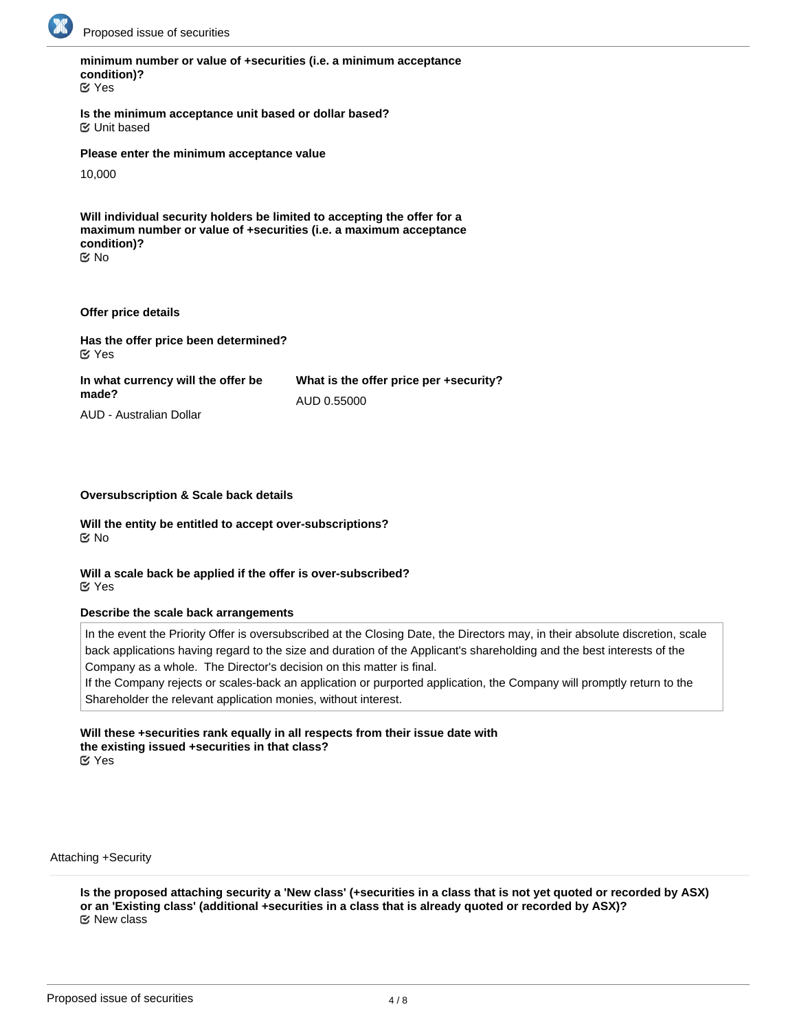**minimum number or value of +securities (i.e. a minimum acceptance condition)?**
☑ Yes

**Is the minimum acceptance unit based or dollar based?**
☑ Unit based

**Please enter the minimum acceptance value**

10,000

**Will individual security holders be limited to accepting the offer for a maximum number or value of +securities (i.e. a maximum acceptance condition)?**
☑ No

**Offer price details**

**Has the offer price been determined?**
☑ Yes

**In what currency will the offer be made?**

AUD - Australian Dollar

**What is the offer price per +security?**

AUD 0.55000

**Oversubscription & Scale back details**

**Will the entity be entitled to accept over-subscriptions?**
☑ No

**Will a scale back be applied if the offer is over-subscribed?**
☑ Yes

**Describe the scale back arrangements**

In the event the Priority Offer is oversubscribed at the Closing Date, the Directors may, in their absolute discretion, scale back applications having regard to the size and duration of the Applicant's shareholding and the best interests of the Company as a whole. The Director's decision on this matter is final.
If the Company rejects or scales-back an application or purported application, the Company will promptly return to the Shareholder the relevant application monies, without interest.

**Will these +securities rank equally in all respects from their issue date with the existing issued +securities in that class?**
☑ Yes

Attaching +Security

**Is the proposed attaching security a 'New class' (+securities in a class that is not yet quoted or recorded by ASX) or an 'Existing class' (additional +securities in a class that is already quoted or recorded by ASX)?**
☑ New class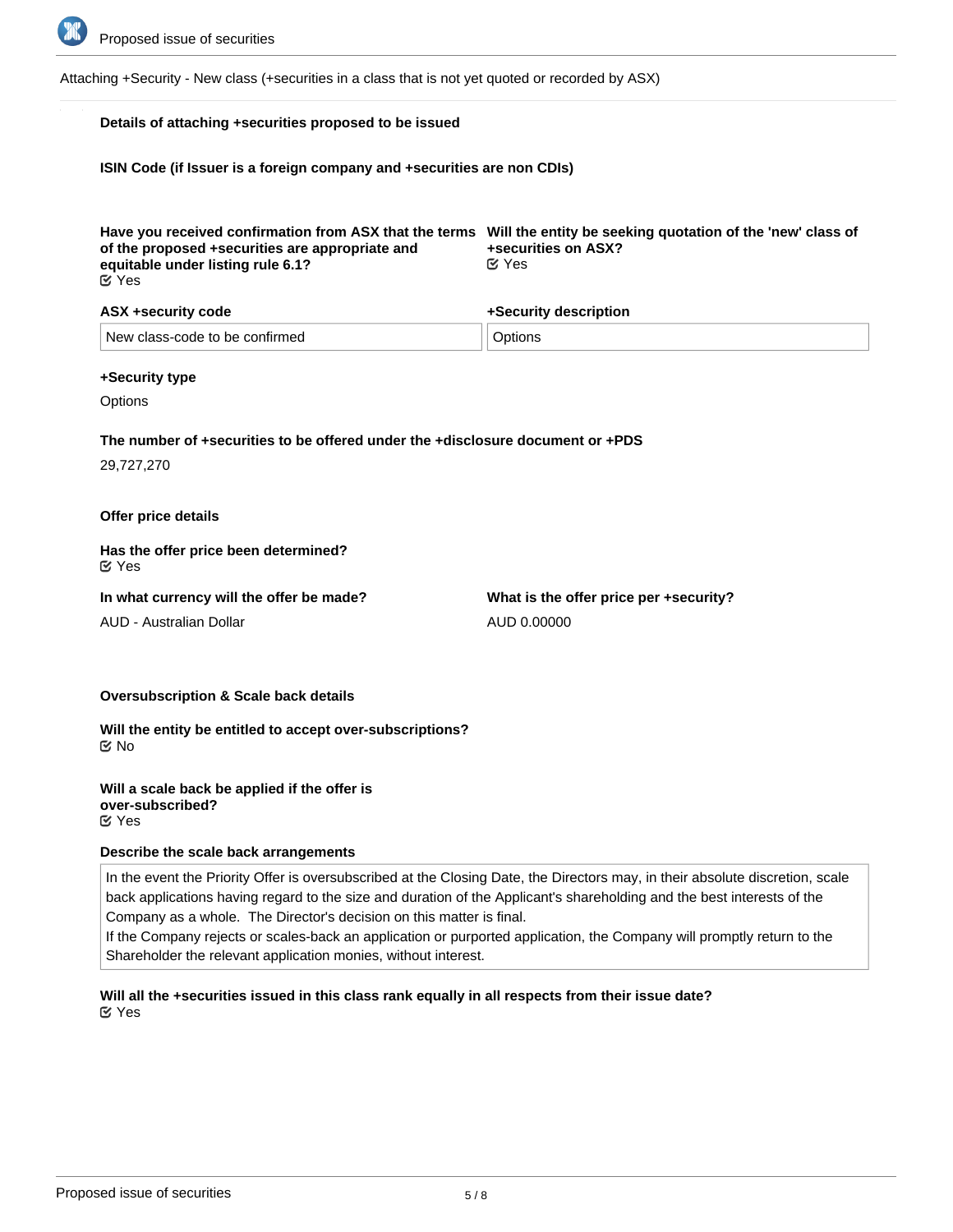Attaching +Security - New class (+securities in a class that is not yet quoted or recorded by ASX)

**Details of attaching +securities proposed to be issued**

**ISIN Code (if Issuer is a foreign company and +securities are non CDIs)**

**Have you received confirmation from ASX that the terms of the proposed +securities are appropriate and equitable under listing rule 6.1?**
Yes

**Will the entity be seeking quotation of the 'new' class of +securities on ASX?**
Yes

**ASX +security code**
New class-code to be confirmed

**+Security description**
Options

**+Security type**

Options

**The number of +securities to be offered under the +disclosure document or +PDS**

29,727,270

**Offer price details**

**Has the offer price been determined?**
Yes

**In what currency will the offer be made?**

AUD - Australian Dollar

**What is the offer price per +security?**

AUD 0.00000

**Oversubscription & Scale back details**

**Will the entity be entitled to accept over-subscriptions?**
No

**Will a scale back be applied if the offer is over-subscribed?**
Yes

**Describe the scale back arrangements**

In the event the Priority Offer is oversubscribed at the Closing Date, the Directors may, in their absolute discretion, scale back applications having regard to the size and duration of the Applicant's shareholding and the best interests of the Company as a whole. The Director's decision on this matter is final.
If the Company rejects or scales-back an application or purported application, the Company will promptly return to the Shareholder the relevant application monies, without interest.

**Will all the +securities issued in this class rank equally in all respects from their issue date?**
Yes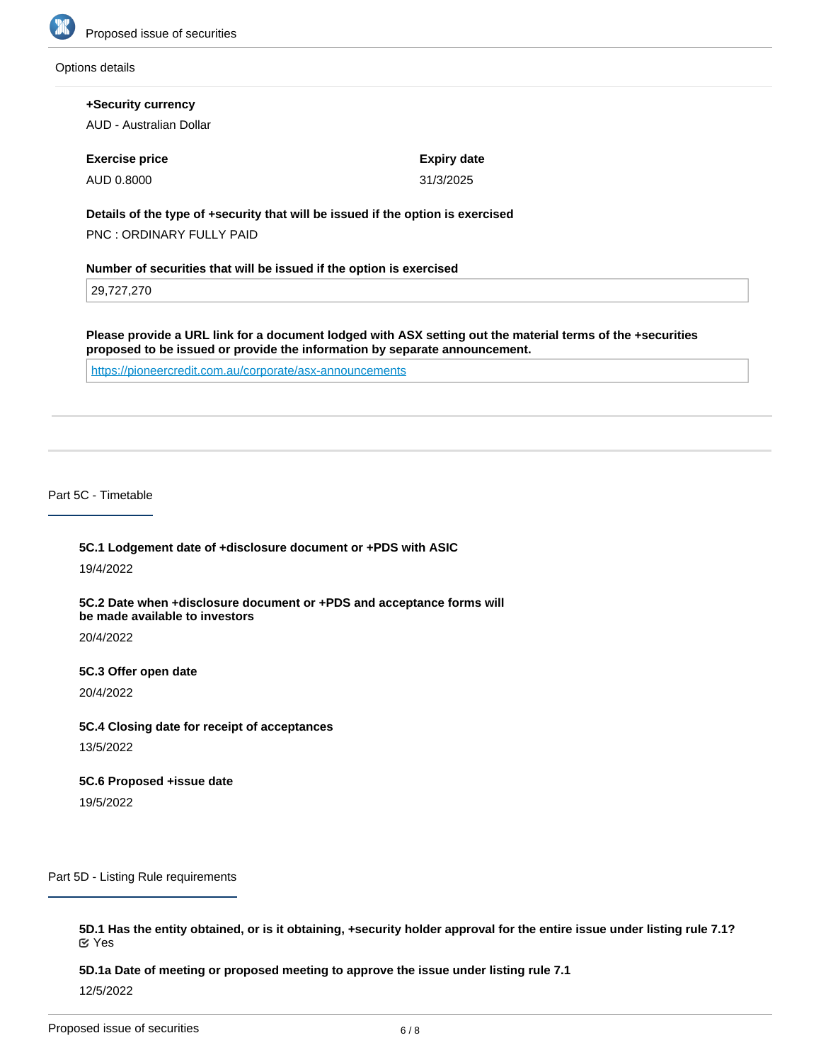Options details

**+Security currency**

AUD - Australian Dollar

**Exercise price**

AUD 0.8000

**Expiry date**

31/3/2025

**Details of the type of +security that will be issued if the option is exercised**

PNC : ORDINARY FULLY PAID

**Number of securities that will be issued if the option is exercised**

29,727,270

**Please provide a URL link for a document lodged with ASX setting out the material terms of the +securities proposed to be issued or provide the information by separate announcement.**

https://pioneercredit.com.au/corporate/asx-announcements

## Part 5C - Timetable

**5C.1 Lodgement date of +disclosure document or +PDS with ASIC**

19/4/2022

**5C.2 Date when +disclosure document or +PDS and acceptance forms will be made available to investors**

20/4/2022

**5C.3 Offer open date**

20/4/2022

**5C.4 Closing date for receipt of acceptances**

13/5/2022

**5C.6 Proposed +issue date**

19/5/2022

## Part 5D - Listing Rule requirements

**5D.1 Has the entity obtained, or is it obtaining, +security holder approval for the entire issue under listing rule 7.1?**

Yes

**5D.1a Date of meeting or proposed meeting to approve the issue under listing rule 7.1**

12/5/2022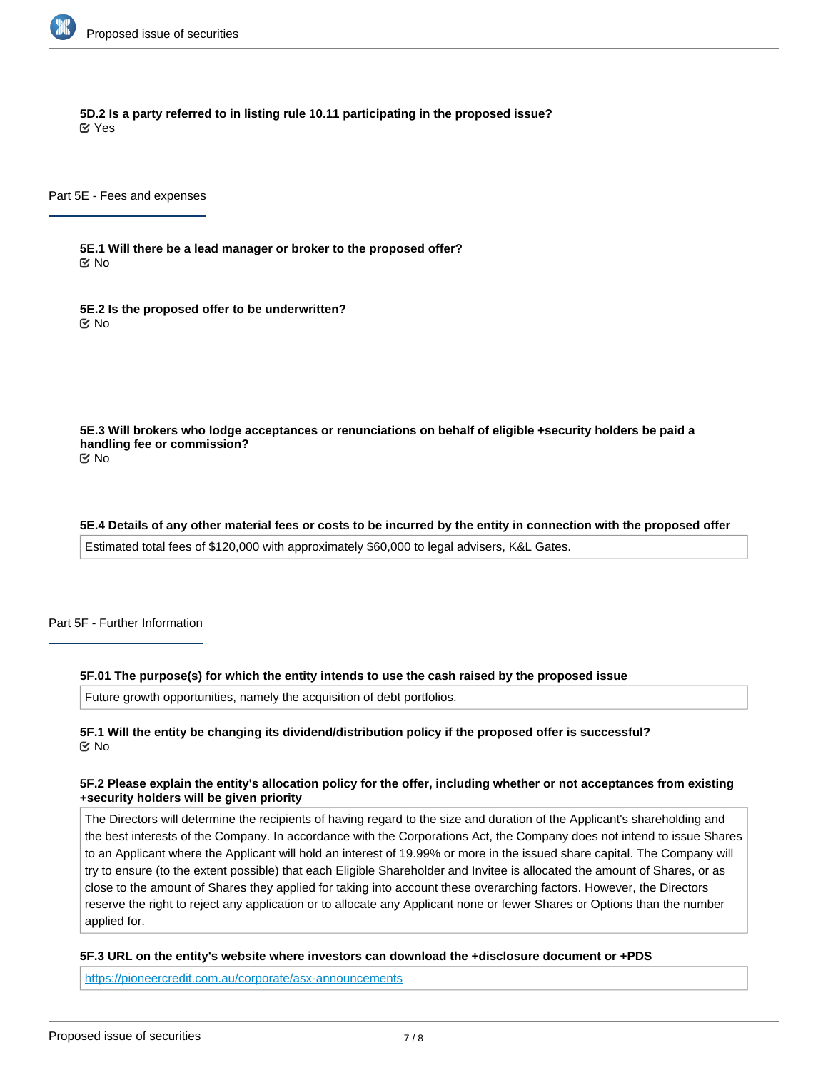**5D.2 Is a party referred to in listing rule 10.11 participating in the proposed issue?**
☑ Yes

## Part 5E - Fees and expenses

**5E.1 Will there be a lead manager or broker to the proposed offer?**
☑ No

**5E.2 Is the proposed offer to be underwritten?**
☑ No

**5E.3 Will brokers who lodge acceptances or renunciations on behalf of eligible +security holders be paid a handling fee or commission?**
☑ No

**5E.4 Details of any other material fees or costs to be incurred by the entity in connection with the proposed offer**

Estimated total fees of $120,000 with approximately $60,000 to legal advisers, K&L Gates.

## Part 5F - Further Information

**5F.01 The purpose(s) for which the entity intends to use the cash raised by the proposed issue**

Future growth opportunities, namely the acquisition of debt portfolios.

**5F.1 Will the entity be changing its dividend/distribution policy if the proposed offer is successful?**
☑ No

**5F.2 Please explain the entity's allocation policy for the offer, including whether or not acceptances from existing +security holders will be given priority**

The Directors will determine the recipients of having regard to the size and duration of the Applicant's shareholding and the best interests of the Company. In accordance with the Corporations Act, the Company does not intend to issue Shares to an Applicant where the Applicant will hold an interest of 19.99% or more in the issued share capital. The Company will try to ensure (to the extent possible) that each Eligible Shareholder and Invitee is allocated the amount of Shares, or as close to the amount of Shares they applied for taking into account these overarching factors. However, the Directors reserve the right to reject any application or to allocate any Applicant none or fewer Shares or Options than the number applied for.

**5F.3 URL on the entity's website where investors can download the +disclosure document or +PDS**

https://pioneercredit.com.au/corporate/asx-announcements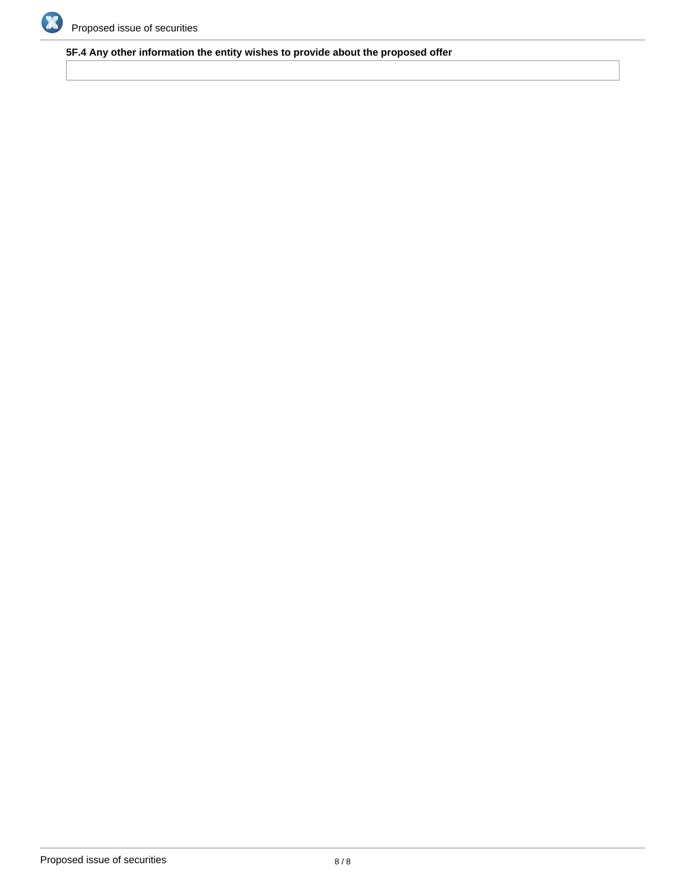**5F.4 Any other information the entity wishes to provide about the proposed offer**

| |
|---|
| |